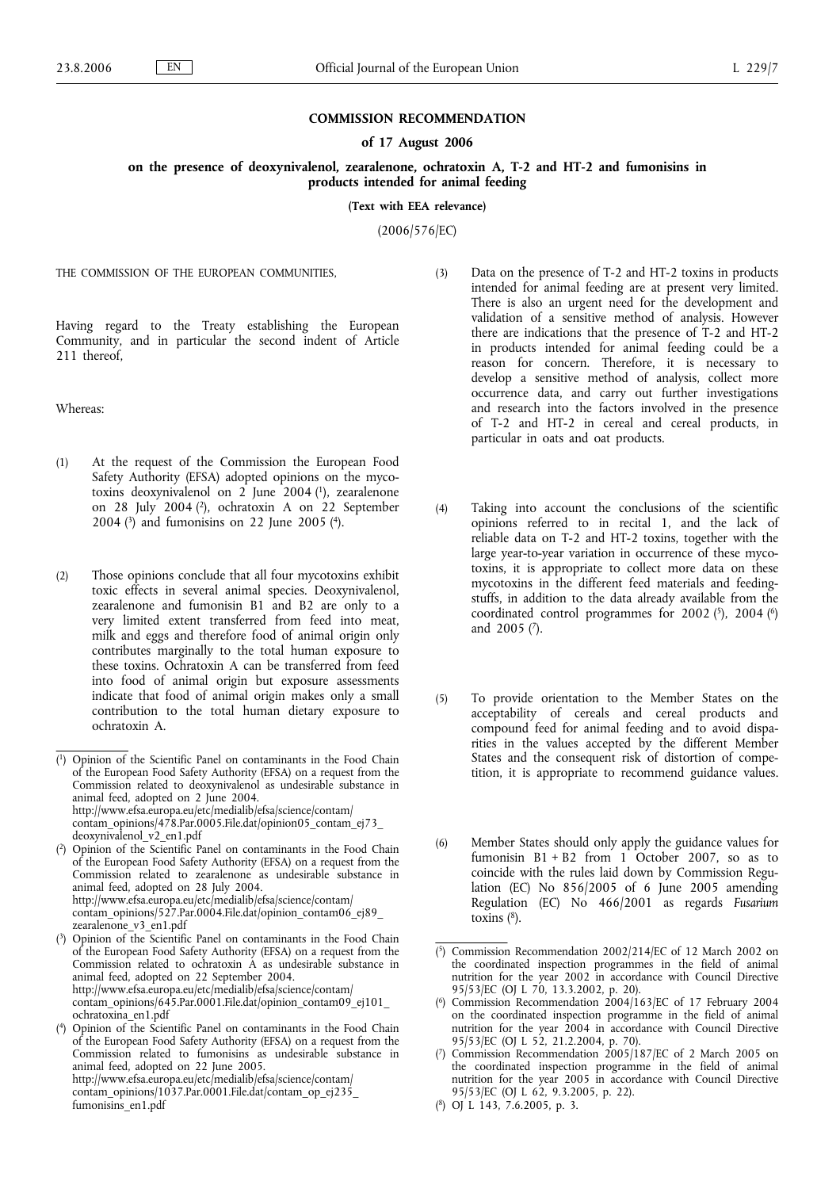# COMMISSION RECOMMENDATION

## of 17 August 2006

## on the presence of deoxynivalenol, zearalenone, ochratoxin A, T-2 and HT-2 and fumonisins in products intended for animal feeding

**(Text with EEA relevance)**

(2006/576/EC)

THE COMMISSION OF THE EUROPEAN COMMUNITIES,

Having regard to the Treaty establishing the European Community, and in particular the second indent of Article 211 thereof,

Whereas:

(1) At the request of the Commission the European Food Safety Authority (EFSA) adopted opinions on the mycotoxins deoxynivalenol on 2 June 2004 [1], zearalenone on 28 July 2004 [2], ochratoxin A on 22 September 2004 [3] and fumonisins on 22 June 2005 [4].

(2) Those opinions conclude that all four mycotoxins exhibit toxic effects in several animal species. Deoxynivalenol, zearalenone and fumonisin B1 and B2 are only to a very limited extent transferred from feed into meat, milk and eggs and therefore food of animal origin only contributes marginally to the total human exposure to these toxins. Ochratoxin A can be transferred from feed into food of animal origin but exposure assessments indicate that food of animal origin makes only a small contribution to the total human dietary exposure to ochratoxin A.

(3) Data on the presence of T-2 and HT-2 toxins in products intended for animal feeding are at present very limited. There is also an urgent need for the development and validation of a sensitive method of analysis. However there are indications that the presence of T-2 and HT-2 in products intended for animal feeding could be a reason for concern. Therefore, it is necessary to develop a sensitive method of analysis, collect more occurrence data, and carry out further investigations and research into the factors involved in the presence of T-2 and HT-2 in cereal and cereal products, in particular in oats and oat products.

(4) Taking into account the conclusions of the scientific opinions referred to in recital 1, and the lack of reliable data on T-2 and HT-2 toxins, together with the large year-to-year variation in occurrence of these mycotoxins, it is appropriate to collect more data on these mycotoxins in the different feed materials and feedingstuffs, in addition to the data already available from the coordinated control programmes for 2002 [5], 2004 [6] and 2005 [7].

(5) To provide orientation to the Member States on the acceptability of cereals and cereal products and compound feed for animal feeding and to avoid disparities in the values accepted by the different Member States and the consequent risk of distortion of competition, it is appropriate to recommend guidance values.

(6) Member States should only apply the guidance values for fumonisin B1 + B2 from 1 October 2007, so as to coincide with the rules laid down by Commission Regulation (EC) No 856/2005 of 6 June 2005 amending Regulation (EC) No 466/2001 as regards *Fusarium* toxins [8].

---

[1] Opinion of the Scientific Panel on contaminants in the Food Chain of the European Food Safety Authority (EFSA) on a request from the Commission related to deoxynivalenol as undesirable substance in animal feed, adopted on 2 June 2004. http://www.efsa.europa.eu/etc/medialib/efsa/science/contam/contam_opinions/478.Par.0005.File.dat/opinion05_contam_ej73_deoxynivalenol_v2_en1.pdf

[2] Opinion of the Scientific Panel on contaminants in the Food Chain of the European Food Safety Authority (EFSA) on a request from the Commission related to zearalenone as undesirable substance in animal feed, adopted on 28 July 2004. http://www.efsa.europa.eu/etc/medialib/efsa/science/contam/contam_opinions/527.Par.0004.File.dat/opinion_contam06_ej89_zearalenone_v3_en1.pdf

[3] Opinion of the Scientific Panel on contaminants in the Food Chain of the European Food Safety Authority (EFSA) on a request from the Commission related to ochratoxin A as undesirable substance in animal feed, adopted on 22 September 2004. http://www.efsa.europa.eu/etc/medialib/efsa/science/contam/contam_opinions/645.Par.0001.File.dat/opinion_contam09_ej101_ochratoxina_en1.pdf

[4] Opinion of the Scientific Panel on contaminants in the Food Chain of the European Food Safety Authority (EFSA) on a request from the Commission related to fumonisins as undesirable substance in animal feed, adopted on 22 June 2005. http://www.efsa.europa.eu/etc/medialib/efsa/science/contam/contam_opinions/1037.Par.0001.File.dat/contam_op_ej235_fumonisins_en1.pdf

[5] Commission Recommendation 2002/214/EC of 12 March 2002 on the coordinated inspection programmes in the field of animal nutrition for the year 2002 in accordance with Council Directive 95/53/EC (OJ L 70, 13.3.2002, p. 20).

[6] Commission Recommendation 2004/163/EC of 17 February 2004 on the coordinated inspection programme in the field of animal nutrition for the year 2004 in accordance with Council Directive 95/53/EC (OJ L 52, 21.2.2004, p. 70).

[7] Commission Recommendation 2005/187/EC of 2 March 2005 on the coordinated inspection programme in the field of animal nutrition for the year 2005 in accordance with Council Directive 95/53/EC (OJ L 62, 9.3.2005, p. 22).

[8] OJ L 143, 7.6.2005, p. 3.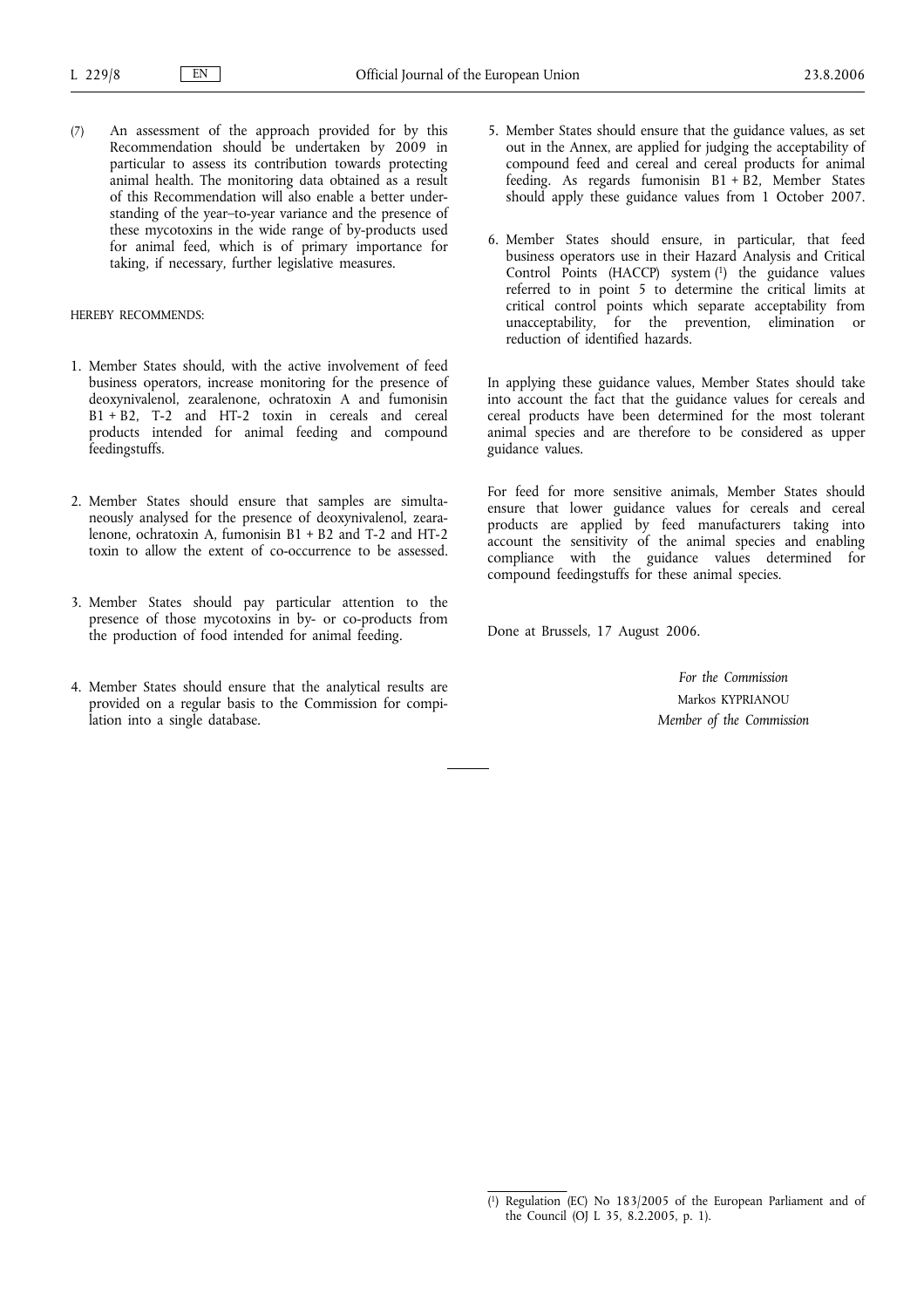(7) An assessment of the approach provided for by this Recommendation should be undertaken by 2009 in particular to assess its contribution towards protecting animal health. The monitoring data obtained as a result of this Recommendation will also enable a better understanding of the year–to-year variance and the presence of these mycotoxins in the wide range of by-products used for animal feed, which is of primary importance for taking, if necessary, further legislative measures.

HEREBY RECOMMENDS:

1. Member States should, with the active involvement of feed business operators, increase monitoring for the presence of deoxynivalenol, zearalenone, ochratoxin A and fumonisin B1 + B2, T-2 and HT-2 toxin in cereals and cereal products intended for animal feeding and compound feedingstuffs.

2. Member States should ensure that samples are simultaneously analysed for the presence of deoxynivalenol, zearalenone, ochratoxin A, fumonisin B1 + B2 and T-2 and HT-2 toxin to allow the extent of co-occurrence to be assessed.

3. Member States should pay particular attention to the presence of those mycotoxins in by- or co-products from the production of food intended for animal feeding.

4. Member States should ensure that the analytical results are provided on a regular basis to the Commission for compilation into a single database.

5. Member States should ensure that the guidance values, as set out in the Annex, are applied for judging the acceptability of compound feed and cereal and cereal products for animal feeding. As regards fumonisin B1 + B2, Member States should apply these guidance values from 1 October 2007.

6. Member States should ensure, in particular, that feed business operators use in their Hazard Analysis and Critical Control Points (HACCP) system [1] the guidance values referred to in point 5 to determine the critical limits at critical control points which separate acceptability from unacceptability, for the prevention, elimination or reduction of identified hazards.

In applying these guidance values, Member States should take into account the fact that the guidance values for cereals and cereal products have been determined for the most tolerant animal species and are therefore to be considered as upper guidance values.

For feed for more sensitive animals, Member States should ensure that lower guidance values for cereals and cereal products are applied by feed manufacturers taking into account the sensitivity of the animal species and enabling compliance with the guidance values determined for compound feedingstuffs for these animal species.

Done at Brussels, 17 August 2006.

*For the Commission*
Markos KYPRIANOU
*Member of the Commission*

---

[1] Regulation (EC) No 183/2005 of the European Parliament and of the Council (OJ L 35, 8.2.2005, p. 1).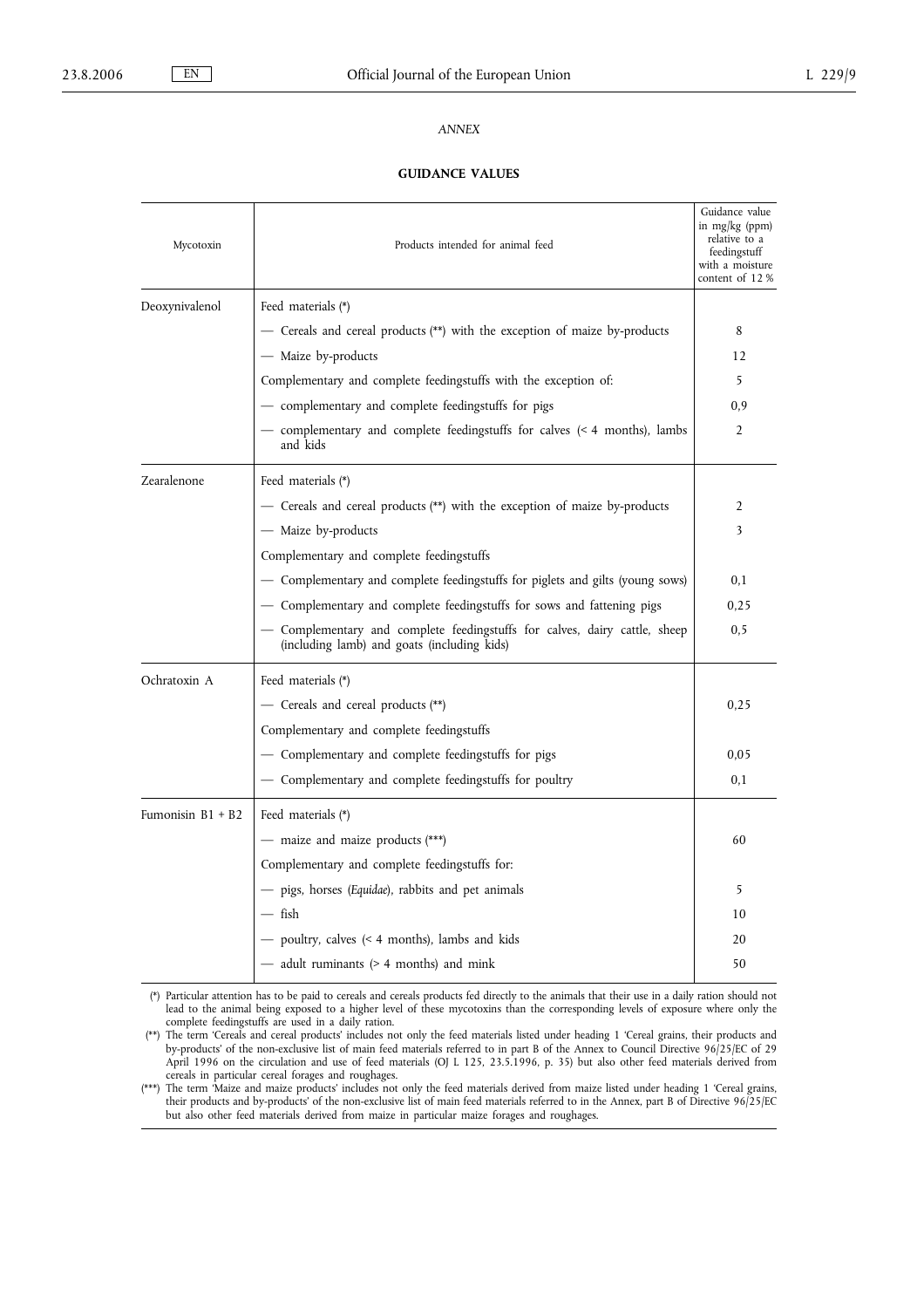*ANNEX*

## GUIDANCE VALUES

| Mycotoxin | Products intended for animal feed | Guidance value in mg/kg (ppm) relative to a feedingstuff with a moisture content of 12 % |
|---|---|---|
| Deoxynivalenol | Feed materials (*) | |
| | — Cereals and cereal products (**) with the exception of maize by-products | 8 |
| | — Maize by-products | 12 |
| | Complementary and complete feedingstuffs with the exception of: | 5 |
| | — complementary and complete feedingstuffs for pigs | 0,9 |
| | — complementary and complete feedingstuffs for calves (< 4 months), lambs and kids | 2 |
| Zearalenone | Feed materials (*) | |
| | — Cereals and cereal products (**) with the exception of maize by-products | 2 |
| | — Maize by-products | 3 |
| | Complementary and complete feedingstuffs | |
| | — Complementary and complete feedingstuffs for piglets and gilts (young sows) | 0,1 |
| | — Complementary and complete feedingstuffs for sows and fattening pigs | 0,25 |
| | — Complementary and complete feedingstuffs for calves, dairy cattle, sheep (including lamb) and goats (including kids) | 0,5 |
| Ochratoxin A | Feed materials (*) | |
| | — Cereals and cereal products (**) | 0,25 |
| | Complementary and complete feedingstuffs | |
| | — Complementary and complete feedingstuffs for pigs | 0,05 |
| | — Complementary and complete feedingstuffs for poultry | 0,1 |
| Fumonisin B1 + B2 | Feed materials (*) | |
| | — maize and maize products (***) | 60 |
| | Complementary and complete feedingstuffs for: | |
| | — pigs, horses (*Equidae*), rabbits and pet animals | 5 |
| | — fish | 10 |
| | — poultry, calves (< 4 months), lambs and kids | 20 |
| | — adult ruminants (> 4 months) and mink | 50 |

(*) Particular attention has to be paid to cereals and cereals products fed directly to the animals that their use in a daily ration should not lead to the animal being exposed to a higher level of these mycotoxins than the corresponding levels of exposure where only the complete feedingstuffs are used in a daily ration.

(**) The term 'Cereals and cereal products' includes not only the feed materials listed under heading 1 'Cereal grains, their products and by-products' of the non-exclusive list of main feed materials referred to in part B of the Annex to Council Directive 96/25/EC of 29 April 1996 on the circulation and use of feed materials (OJ L 125, 23.5.1996, p. 35) but also other feed materials derived from cereals in particular cereal forages and roughages.

(***) The term 'Maize and maize products' includes not only the feed materials derived from maize listed under heading 1 'Cereal grains, their products and by-products' of the non-exclusive list of main feed materials referred to in the Annex, part B of Directive 96/25/EC but also other feed materials derived from maize in particular maize forages and roughages.